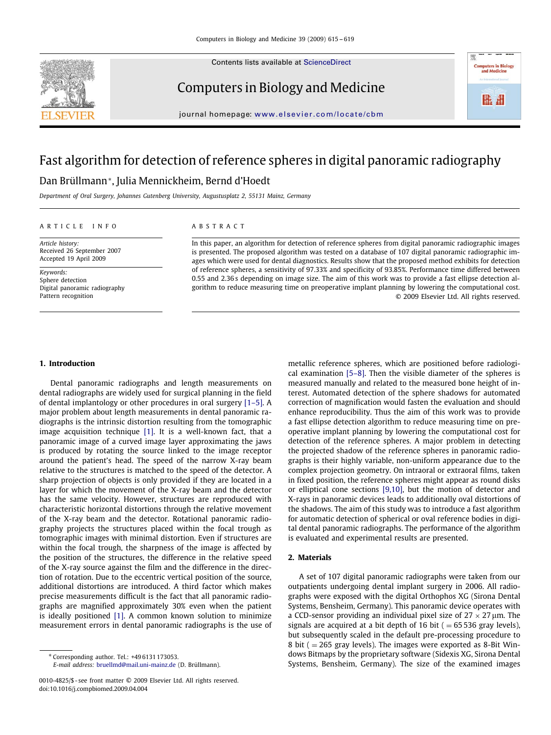# Fast algorithm for detection of reference spheres in digital panoramic radiography

Dan Brüllmann*, Julia Mennickheim, Bernd d'Hoedt

*Department of Oral Surgery, Johannes Gutenberg University, Augustusplatz 2, 55131 Mainz, Germany*

ARTICLE INFO

*Article history:*
Received 26 September 2007
Accepted 19 April 2009

*Keywords:*
Sphere detection
Digital panoramic radiography
Pattern recognition

ABSTRACT

In this paper, an algorithm for detection of reference spheres from digital panoramic radiographic images is presented. The proposed algorithm was tested on a database of 107 digital panoramic radiographic images which were used for dental diagnostics. Results show that the proposed method exhibits for detection of reference spheres, a sensitivity of 97.33% and specificity of 93.85%. Performance time differed between 0.55 and 2.36 s depending on image size. The aim of this work was to provide a fast ellipse detection algorithm to reduce measuring time on preoperative implant planning by lowering the computational cost.

© 2009 Elsevier Ltd. All rights reserved.

## 1. Introduction

Dental panoramic radiographs and length measurements on dental radiographs are widely used for surgical planning in the field of dental implantology or other procedures in oral surgery [1–5]. A major problem about length measurements in dental panoramic radiographs is the intrinsic distortion resulting from the tomographic image acquisition technique [1]. It is a well-known fact, that a panoramic image of a curved image layer approximating the jaws is produced by rotating the source linked to the image receptor around the patient's head. The speed of the narrow X-ray beam relative to the structures is matched to the speed of the detector. A sharp projection of objects is only provided if they are located in a layer for which the movement of the X-ray beam and the detector has the same velocity. However, structures are reproduced with characteristic horizontal distortions through the relative movement of the X-ray beam and the detector. Rotational panoramic radiography projects the structures placed within the focal trough as tomographic images with minimal distortion. Even if structures are within the focal trough, the sharpness of the image is affected by the position of the structures, the difference in the relative speed of the X-ray source against the film and the difference in the direction of rotation. Due to the eccentric vertical position of the source, additional distortions are introduced. A third factor which makes precise measurements difficult is the fact that all panoramic radiographs are magnified approximately 30% even when the patient is ideally positioned [1]. A common known solution to minimize measurement errors in dental panoramic radiographs is the use of metallic reference spheres, which are positioned before radiological examination [5–8]. Then the visible diameter of the spheres is measured manually and related to the measured bone height of interest. Automated detection of the sphere shadows for automated correction of magnification would fasten the evaluation and should enhance reproducibility. Thus the aim of this work was to provide a fast ellipse detection algorithm to reduce measuring time on preoperative implant planning by lowering the computational cost for detection of the reference spheres. A major problem in detecting the projected shadow of the reference spheres in panoramic radiographs is their highly variable, non-uniform appearance due to the complex projection geometry. On intraoral or extraoral films, taken in fixed position, the reference spheres might appear as round disks or elliptical cone sections [9,10], but the motion of detector and X-rays in panoramic devices leads to additionally oval distortions of the shadows. The aim of this study was to introduce a fast algorithm for automatic detection of spherical or oval reference bodies in digital dental panoramic radiographs. The performance of the algorithm is evaluated and experimental results are presented.

## 2. Materials

A set of 107 digital panoramic radiographs were taken from our outpatients undergoing dental implant surgery in 2006. All radiographs were exposed with the digital Orthophos XG (Sirona Dental Systems, Bensheim, Germany). This panoramic device operates with a CCD-sensor providing an individual pixel size of $27 \times 27\,\mu m$. The signals are acquired at a bit depth of 16 bit ( = 65 536 gray levels), but subsequently scaled in the default pre-processing procedure to 8 bit ( = 265 gray levels). The images were exported as 8-Bit Windows Bitmaps by the proprietary software (Sidexis XG, Sirona Dental Systems, Bensheim, Germany). The size of the examined images

---

* Corresponding author. Tel.: +49 6131 173053.
*E-mail address:* bruellmd@mail.uni-mainz.de (D. Brüllmann).

0010-4825/$ - see front matter © 2009 Elsevier Ltd. All rights reserved.
doi:10.1016/j.compbiomed.2009.04.004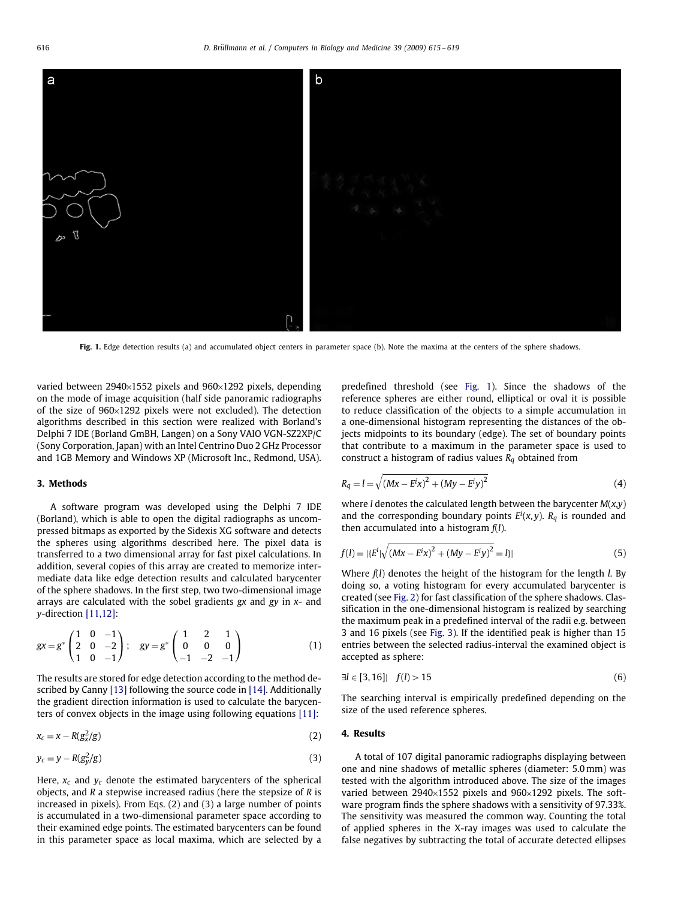Fig. 1. Edge detection results (a) and accumulated object centers in parameter space (b). Note the maxima at the centers of the sphere shadows.

varied between 2940×1552 pixels and 960×1292 pixels, depending on the mode of image acquisition (half side panoramic radiographs of the size of 960×1292 pixels were not excluded). The detection algorithms described in this section were realized with Borland's Delphi 7 IDE (Borland GmbH, Langen) on a Sony VAIO VGN-SZ2XP/C (Sony Corporation, Japan) with an Intel Centrino Duo 2 GHz Processor and 1GB Memory and Windows XP (Microsoft Inc., Redmond, USA).

## 3. Methods

A software program was developed using the Delphi 7 IDE (Borland), which is able to open the digital radiographs as uncompressed bitmaps as exported by the Sidexis XG software and detects the spheres using algorithms described here. The pixel data is transferred to a two dimensional array for fast pixel calculations. In addition, several copies of this array are created to memorize intermediate data like edge detection results and calculated barycenter of the sphere shadows. In the first step, two two-dimensional image arrays are calculated with the sobel gradients *gx* and *gy* in *x*- and *y*-direction [11,12]:

$$gx = g^{*}\begin{pmatrix} 1 & 0 & -1 \\ 2 & 0 & -2 \\ 1 & 0 & -1 \end{pmatrix}; \quad gy = g^{*}\begin{pmatrix} 1 & 2 & 1 \\ 0 & 0 & 0 \\ -1 & -2 & -1 \end{pmatrix} \tag{1}$$

The results are stored for edge detection according to the method described by Canny [13] following the source code in [14]. Additionally the gradient direction information is used to calculate the barycenters of convex objects in the image using following equations [11]:

$$x_c = x - R(g_x^2/g) \tag{2}$$

$$y_c = y - R(g_y^2/g) \tag{3}$$

Here, $x_c$ and $y_c$ denote the estimated barycenters of the spherical objects, and *R* a stepwise increased radius (here the stepsize of *R* is increased in pixels). From Eqs. (2) and (3) a large number of points is accumulated in a two-dimensional parameter space according to their examined edge points. The estimated barycenters can be found in this parameter space as local maxima, which are selected by a predefined threshold (see Fig. 1). Since the shadows of the reference spheres are either round, elliptical or oval it is possible to reduce classification of the objects to a simple accumulation in a one-dimensional histogram representing the distances of the objects midpoints to its boundary (edge). The set of boundary points that contribute to a maximum in the parameter space is used to construct a histogram of radius values $R_q$ obtained from

$$R_q = l = \sqrt{(Mx - E^i x)^2 + (My - E^i y)^2} \tag{4}$$

where *l* denotes the calculated length between the barycenter $M(x,y)$ and the corresponding boundary points $E^i(x, y)$. $R_q$ is rounded and then accumulated into a histogram $f(l)$.

$$f(l) = |\{E^i | \sqrt{(Mx - E^i x)^2 + (My - E^i y)^2} = l\}| \tag{5}$$

Where $f(l)$ denotes the height of the histogram for the length *l*. By doing so, a voting histogram for every accumulated barycenter is created (see Fig. 2) for fast classification of the sphere shadows. Classification in the one-dimensional histogram is realized by searching the maximum peak in a predefined interval of the radii e.g. between 3 and 16 pixels (see Fig. 3). If the identified peak is higher than 15 entries between the selected radius-interval the examined object is accepted as sphere:

$$\exists l \in [3, 16] | \quad f(l) > 15 \tag{6}$$

The searching interval is empirically predefined depending on the size of the used reference spheres.

## 4. Results

A total of 107 digital panoramic radiographs displaying between one and nine shadows of metallic spheres (diameter: 5.0 mm) was tested with the algorithm introduced above. The size of the images varied between 2940×1552 pixels and 960×1292 pixels. The software program finds the sphere shadows with a sensitivity of 97.33%. The sensitivity was measured the common way. Counting the total of applied spheres in the X-ray images was used to calculate the false negatives by subtracting the total of accurate detected ellipses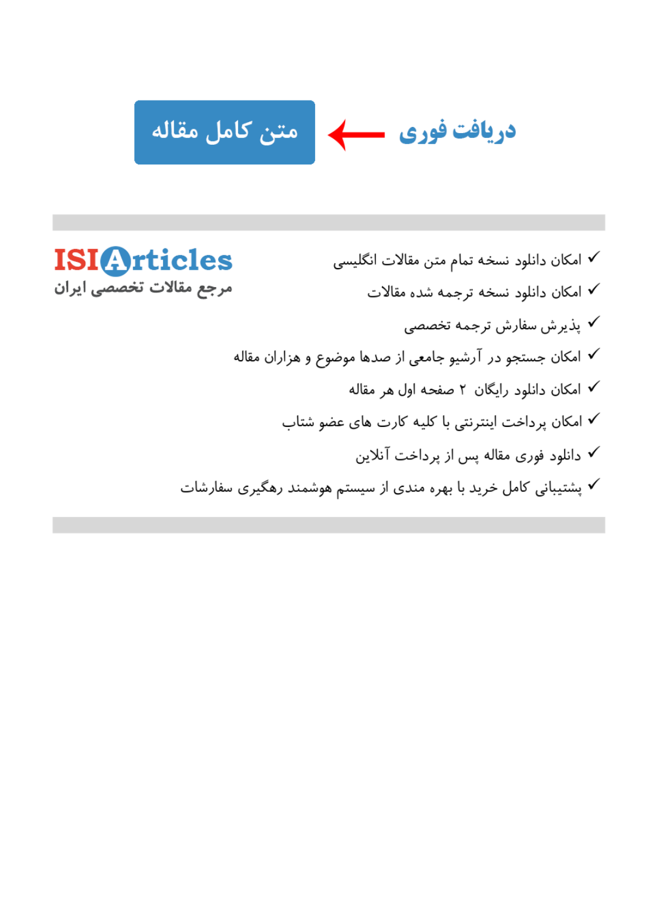دریافت فوری ← متن کامل مقاله

**ISIArticles**
مرجع مقالات تخصصی ایران

- ✓ امکان دانلود نسخه تمام متن مقالات انگلیسی
- ✓ امکان دانلود نسخه ترجمه شده مقالات
- ✓ پذیرش سفارش ترجمه تخصصی
- ✓ امکان جستجو در آرشیو جامعی از صدها موضوع و هزاران مقاله
- ✓ امکان دانلود رایگان ۲ صفحه اول هر مقاله
- ✓ امکان پرداخت اینترنتی با کلیه کارت های عضو شتاب
- ✓ دانلود فوری مقاله پس از پرداخت آنلاین
- ✓ پشتیبانی کامل خرید با بهره مندی از سیستم هوشمند رهگیری سفارشات